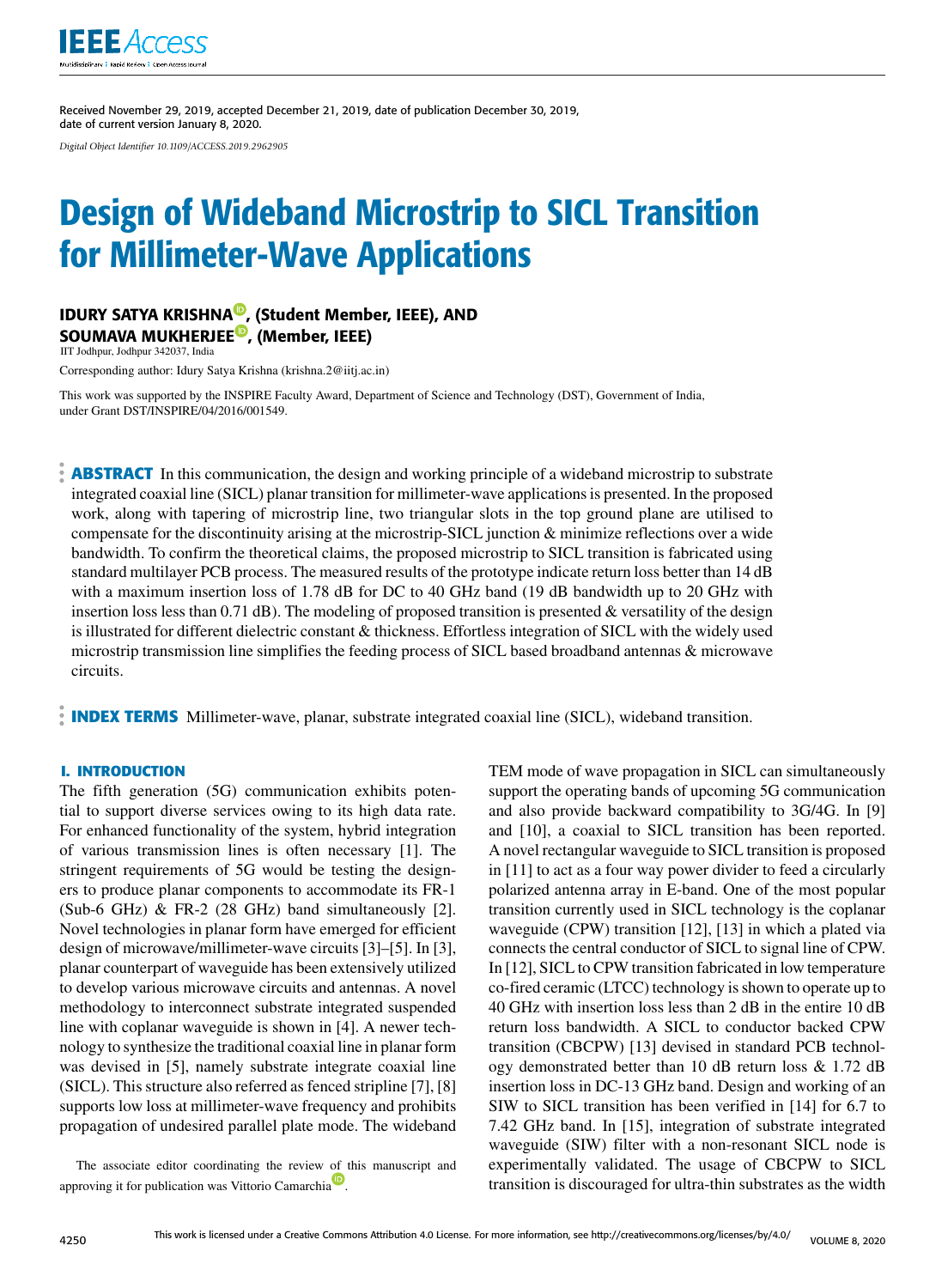Received November 29, 2019, accepted December 21, 2019, date of publication December 30, 2019, date of current version January 8, 2020.

*Digital Object Identifier 10.1109/ACCESS.2019.2962905*

# Design of Wideband Microstrip to SICL Transition for Millimeter-Wave Applications

**IDURY SATYA KRISHNA, (Student Member, IEEE), AND SOUMAVA MUKHERJEE, (Member, IEEE)**

IIT Jodhpur, Jodhpur 342037, India

Corresponding author: Idury Satya Krishna (krishna.2@iitj.ac.in)

This work was supported by the INSPIRE Faculty Award, Department of Science and Technology (DST), Government of India, under Grant DST/INSPIRE/04/2016/001549.

**ABSTRACT** In this communication, the design and working principle of a wideband microstrip to substrate integrated coaxial line (SICL) planar transition for millimeter-wave applications is presented. In the proposed work, along with tapering of microstrip line, two triangular slots in the top ground plane are utilised to compensate for the discontinuity arising at the microstrip-SICL junction & minimize reflections over a wide bandwidth. To confirm the theoretical claims, the proposed microstrip to SICL transition is fabricated using standard multilayer PCB process. The measured results of the prototype indicate return loss better than 14 dB with a maximum insertion loss of 1.78 dB for DC to 40 GHz band (19 dB bandwidth up to 20 GHz with insertion loss less than 0.71 dB). The modeling of proposed transition is presented & versatility of the design is illustrated for different dielectric constant & thickness. Effortless integration of SICL with the widely used microstrip transmission line simplifies the feeding process of SICL based broadband antennas & microwave circuits.

**INDEX TERMS** Millimeter-wave, planar, substrate integrated coaxial line (SICL), wideband transition.

## I. INTRODUCTION

The fifth generation (5G) communication exhibits potential to support diverse services owing to its high data rate. For enhanced functionality of the system, hybrid integration of various transmission lines is often necessary [1]. The stringent requirements of 5G would be testing the designers to produce planar components to accommodate its FR-1 (Sub-6 GHz) & FR-2 (28 GHz) band simultaneously [2]. Novel technologies in planar form have emerged for efficient design of microwave/millimeter-wave circuits [3]–[5]. In [3], planar counterpart of waveguide has been extensively utilized to develop various microwave circuits and antennas. A novel methodology to interconnect substrate integrated suspended line with coplanar waveguide is shown in [4]. A newer technology to synthesize the traditional coaxial line in planar form was devised in [5], namely substrate integrate coaxial line (SICL). This structure also referred as fenced stripline [7], [8] supports low loss at millimeter-wave frequency and prohibits propagation of undesired parallel plate mode. The wideband TEM mode of wave propagation in SICL can simultaneously support the operating bands of upcoming 5G communication and also provide backward compatibility to 3G/4G. In [9] and [10], a coaxial to SICL transition has been reported. A novel rectangular waveguide to SICL transition is proposed in [11] to act as a four way power divider to feed a circularly polarized antenna array in E-band. One of the most popular transition currently used in SICL technology is the coplanar waveguide (CPW) transition [12], [13] in which a plated via connects the central conductor of SICL to signal line of CPW. In [12], SICL to CPW transition fabricated in low temperature co-fired ceramic (LTCC) technology is shown to operate up to 40 GHz with insertion loss less than 2 dB in the entire 10 dB return loss bandwidth. A SICL to conductor backed CPW transition (CBCPW) [13] devised in standard PCB technology demonstrated better than 10 dB return loss & 1.72 dB insertion loss in DC-13 GHz band. Design and working of an SIW to SICL transition has been verified in [14] for 6.7 to 7.42 GHz band. In [15], integration of substrate integrated waveguide (SIW) filter with a non-resonant SICL node is experimentally validated. The usage of CBCPW to SICL transition is discouraged for ultra-thin substrates as the width

The associate editor coordinating the review of this manuscript and approving it for publication was Vittorio Camarchia.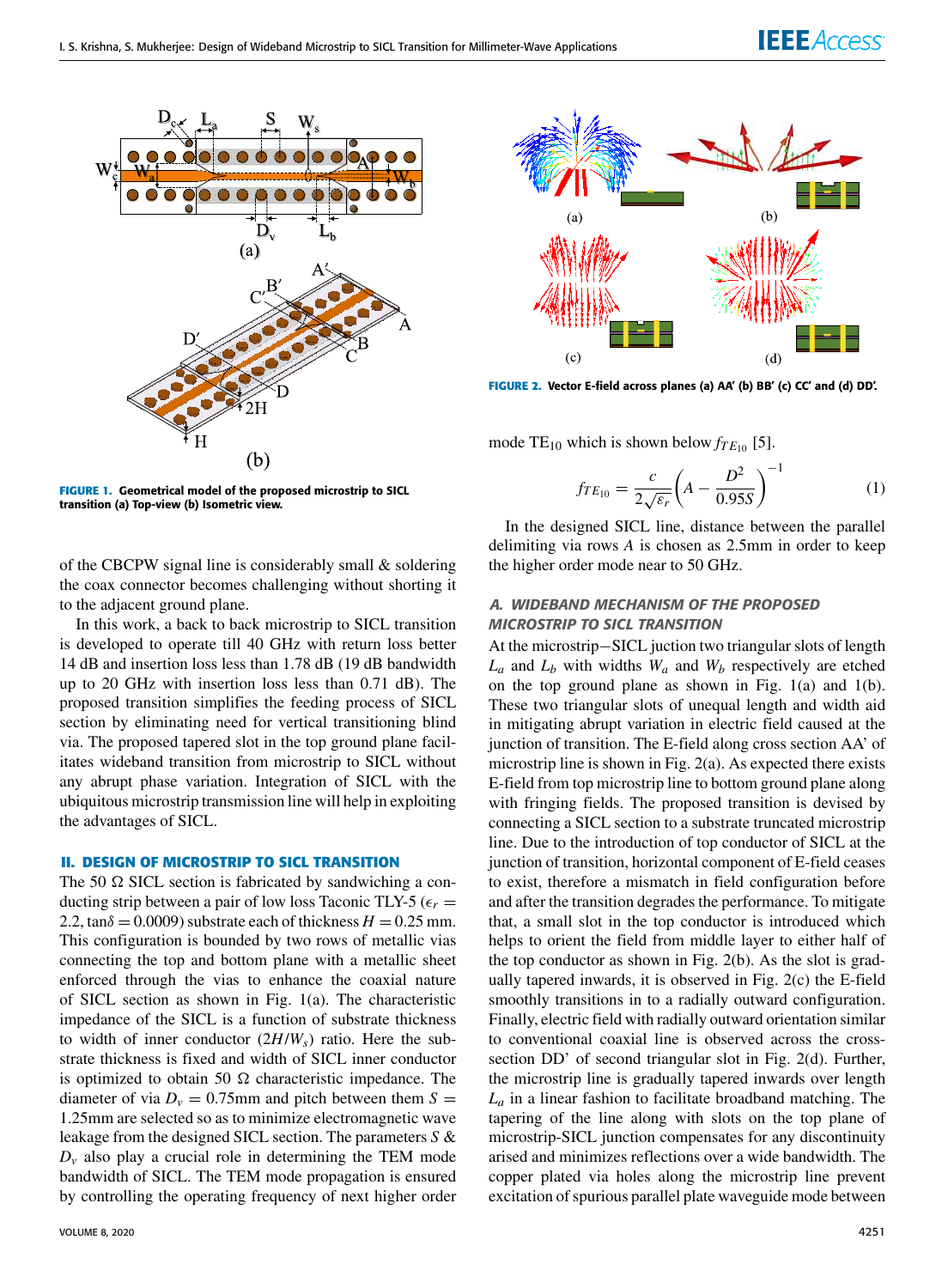FIGURE 1. Geometrical model of the proposed microstrip to SICL transition (a) Top-view (b) Isometric view.

of the CBCPW signal line is considerably small & soldering the coax connector becomes challenging without shorting it to the adjacent ground plane.

In this work, a back to back microstrip to SICL transition is developed to operate till 40 GHz with return loss better 14 dB and insertion loss less than 1.78 dB (19 dB bandwidth up to 20 GHz with insertion loss less than 0.71 dB). The proposed transition simplifies the feeding process of SICL section by eliminating need for vertical transitioning blind via. The proposed tapered slot in the top ground plane facilitates wideband transition from microstrip to SICL without any abrupt phase variation. Integration of SICL with the ubiquitous microstrip transmission line will help in exploiting the advantages of SICL.

## II. DESIGN OF MICROSTRIP TO SICL TRANSITION

The 50 Ω SICL section is fabricated by sandwiching a conducting strip between a pair of low loss Taconic TLY-5 ($\epsilon_r = 2.2$, $\tan\delta = 0.0009$) substrate each of thickness $H = 0.25$ mm. This configuration is bounded by two rows of metallic vias connecting the top and bottom plane with a metallic sheet enforced through the vias to enhance the coaxial nature of SICL section as shown in Fig. 1(a). The characteristic impedance of the SICL is a function of substrate thickness to width of inner conductor ($2H/W_s$) ratio. Here the substrate thickness is fixed and width of SICL inner conductor is optimized to obtain 50 Ω characteristic impedance. The diameter of via $D_v = 0.75$mm and pitch between them $S = 1.25$mm are selected so as to minimize electromagnetic wave leakage from the designed SICL section. The parameters $S$ & $D_v$ also play a crucial role in determining the TEM mode bandwidth of SICL. The TEM mode propagation is ensured by controlling the operating frequency of next higher order mode $TE_{10}$ which is shown below $f_{TE_{10}}$ [5].

$$f_{TE_{10}} = \frac{c}{2\sqrt{\epsilon_r}}\left(A - \frac{D^2}{0.95S}\right)^{-1} \tag{1}$$

In the designed SICL line, distance between the parallel delimiting via rows $A$ is chosen as 2.5mm in order to keep the higher order mode near to 50 GHz.

FIGURE 2. Vector E-field across planes (a) AA′ (b) BB′ (c) CC′ and (d) DD′.

### A. WIDEBAND MECHANISM OF THE PROPOSED MICROSTRIP TO SICL TRANSITION

At the microstrip−SICL junction two triangular slots of length $L_a$ and $L_b$ with widths $W_a$ and $W_b$ respectively are etched on the top ground plane as shown in Fig. 1(a) and 1(b). These two triangular slots of unequal length and width aid in mitigating abrupt variation in electric field caused at the junction of transition. The E-field along cross section AA' of microstrip line is shown in Fig. 2(a). As expected there exists E-field from top microstrip line to bottom ground plane along with fringing fields. The proposed transition is devised by connecting a SICL section to a substrate truncated microstrip line. Due to the introduction of top conductor of SICL at the junction of transition, horizontal component of E-field ceases to exist, therefore a mismatch in field configuration before and after the transition degrades the performance. To mitigate that, a small slot in the top conductor is introduced which helps to orient the field from middle layer to either half of the top conductor as shown in Fig. 2(b). As the slot is gradually tapered inwards, it is observed in Fig. 2(c) the E-field smoothly transitions in to a radially outward configuration. Finally, electric field with radially outward orientation similar to conventional coaxial line is observed across the cross-section DD' of second triangular slot in Fig. 2(d). Further, the microstrip line is gradually tapered inwards over length $L_a$ in a linear fashion to facilitate broadband matching. The tapering of the line along with slots on the top plane of microstrip-SICL junction compensates for any discontinuity arised and minimizes reflections over a wide bandwidth. The copper plated via holes along the microstrip line prevent excitation of spurious parallel plate waveguide mode between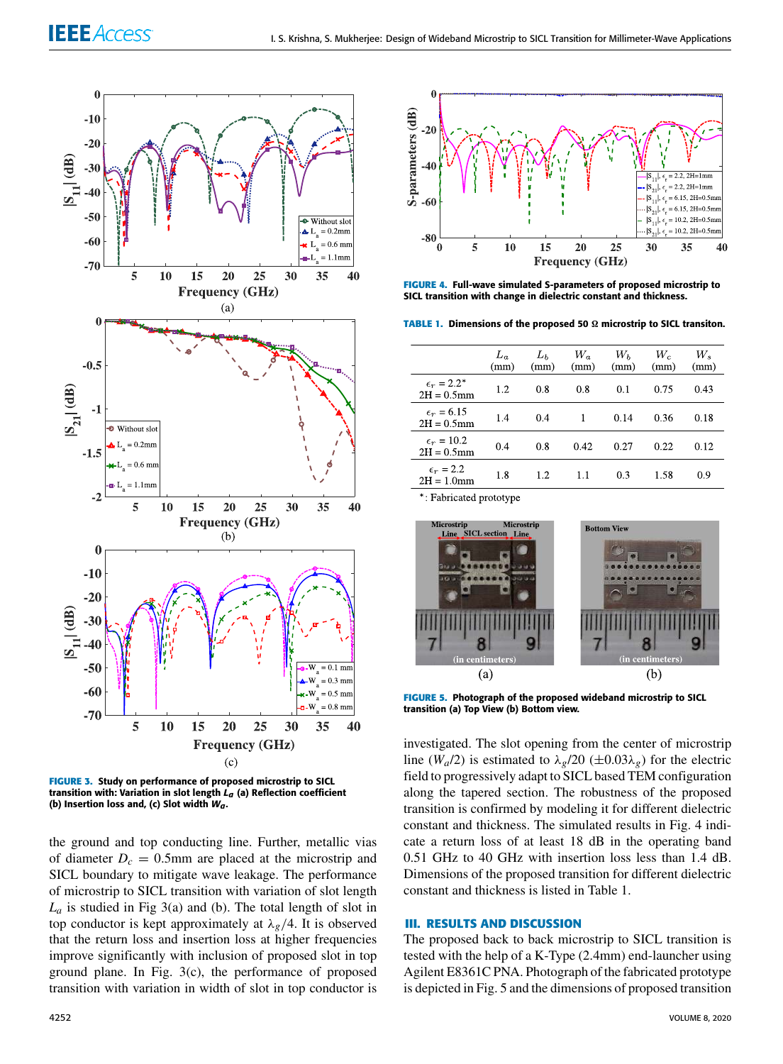FIGURE 3. Study on performance of proposed microstrip to SICL transition with: Variation in slot length $L_a$ (a) Reflection coefficient (b) Insertion loss and, (c) Slot width $W_a$.

the ground and top conducting line. Further, metallic vias of diameter $D_c$ = 0.5mm are placed at the microstrip and SICL boundary to mitigate wave leakage. The performance of microstrip to SICL transition with variation of slot length $L_a$ is studied in Fig 3(a) and (b). The total length of slot in top conductor is kept approximately at $\lambda_g/4$. It is observed that the return loss and insertion loss at higher frequencies improve significantly with inclusion of proposed slot in top ground plane. In Fig. 3(c), the performance of proposed transition with variation in width of slot in top conductor is investigated. The slot opening from the center of microstrip line ($W_a/2$) is estimated to $\lambda_g/20$ ($\pm 0.03\lambda_g$) for the electric field to progressively adapt to SICL based TEM configuration along the tapered section. The robustness of the proposed transition is confirmed by modeling it for different dielectric constant and thickness. The simulated results in Fig. 4 indicate a return loss of at least 18 dB in the operating band 0.51 GHz to 40 GHz with insertion loss less than 1.4 dB. Dimensions of the proposed transition for different dielectric constant and thickness is listed in Table 1.

FIGURE 4. Full-wave simulated S-parameters of proposed microstrip to SICL transition with change in dielectric constant and thickness.

TABLE 1. Dimensions of the proposed 50 Ω microstrip to SICL transiton.

| | $L_a$ (mm) | $L_b$ (mm) | $W_a$ (mm) | $W_b$ (mm) | $W_c$ (mm) | $W_s$ (mm) |
|---|---|---|---|---|---|---|
| $\epsilon_r$ = 2.2* 2H = 0.5mm | 1.2 | 0.8 | 0.8 | 0.1 | 0.75 | 0.43 |
| $\epsilon_r$ = 6.15 2H = 0.5mm | 1.4 | 0.4 | 1 | 0.14 | 0.36 | 0.18 |
| $\epsilon_r$ = 10.2 2H = 0.5mm | 0.4 | 0.8 | 0.42 | 0.27 | 0.22 | 0.12 |
| $\epsilon_r$ = 2.2 2H = 1.0mm | 1.8 | 1.2 | 1.1 | 0.3 | 1.58 | 0.9 |

*: Fabricated prototype

FIGURE 5. Photograph of the proposed wideband microstrip to SICL transition (a) Top View (b) Bottom view.

## III. RESULTS AND DISCUSSION

The proposed back to back microstrip to SICL transition is tested with the help of a K-Type (2.4mm) end-launcher using Agilent E8361C PNA. Photograph of the fabricated prototype is depicted in Fig. 5 and the dimensions of proposed transition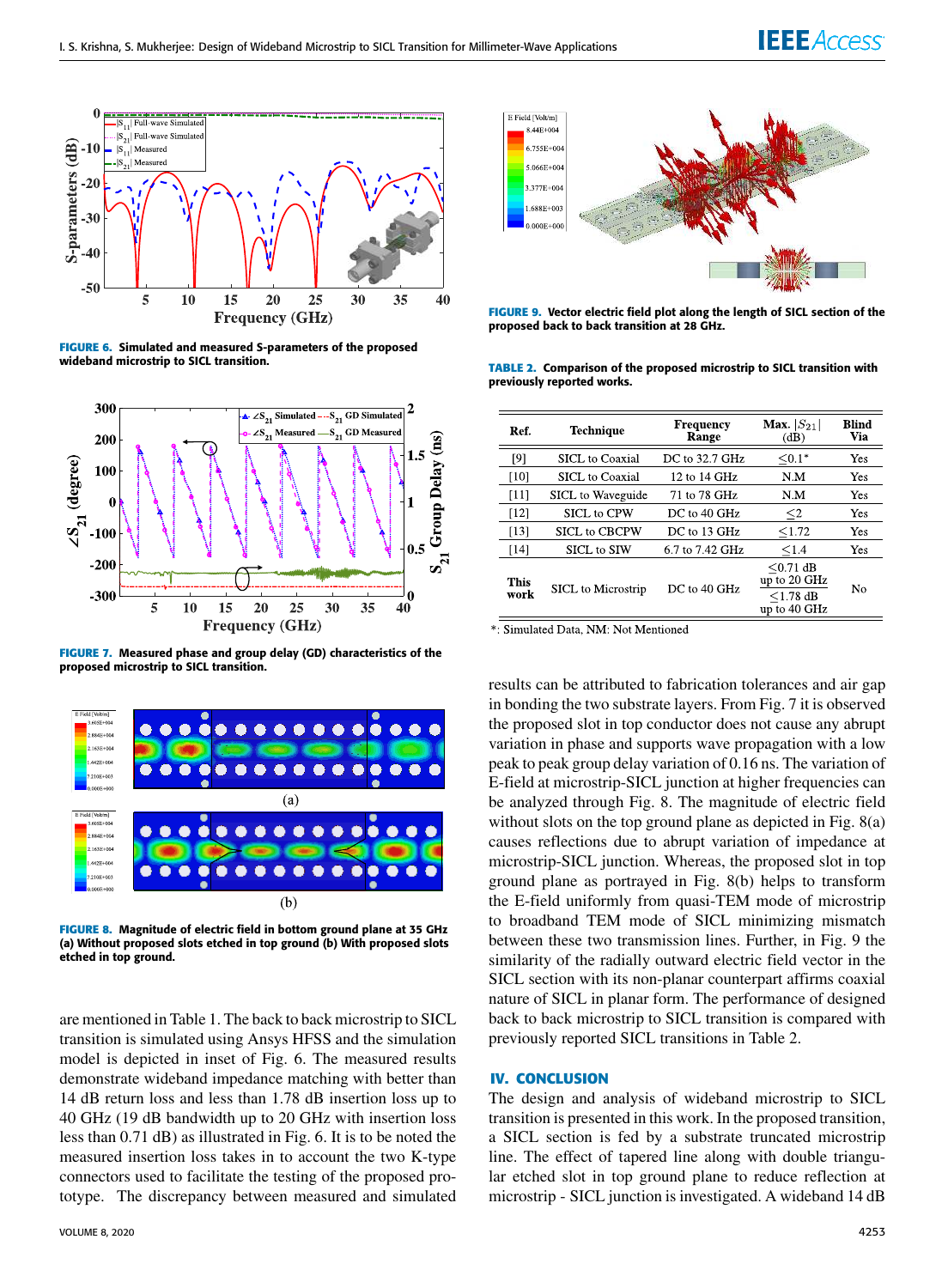FIGURE 6. Simulated and measured S-parameters of the proposed wideband microstrip to SICL transition.

FIGURE 7. Measured phase and group delay (GD) characteristics of the proposed microstrip to SICL transition.

FIGURE 8. Magnitude of electric field in bottom ground plane at 35 GHz (a) Without proposed slots etched in top ground (b) With proposed slots etched in top ground.

are mentioned in Table 1. The back to back microstrip to SICL transition is simulated using Ansys HFSS and the simulation model is depicted in inset of Fig. 6. The measured results demonstrate wideband impedance matching with better than 14 dB return loss and less than 1.78 dB insertion loss up to 40 GHz (19 dB bandwidth up to 20 GHz with insertion loss less than 0.71 dB) as illustrated in Fig. 6. It is to be noted the measured insertion loss takes in to account the two K-type connectors used to facilitate the testing of the proposed prototype. The discrepancy between measured and simulated results can be attributed to fabrication tolerances and air gap in bonding the two substrate layers. From Fig. 7 it is observed the proposed slot in top conductor does not cause any abrupt variation in phase and supports wave propagation with a low peak to peak group delay variation of 0.16 ns. The variation of E-field at microstrip-SICL junction at higher frequencies can be analyzed through Fig. 8. The magnitude of electric field without slots on the top ground plane as depicted in Fig. 8(a) causes reflections due to abrupt variation of impedance at microstrip-SICL junction. Whereas, the proposed slot in top ground plane as portrayed in Fig. 8(b) helps to transform the E-field uniformly from quasi-TEM mode of microstrip to broadband TEM mode of SICL minimizing mismatch between these two transmission lines. Further, in Fig. 9 the similarity of the radially outward electric field vector in the SICL section with its non-planar counterpart affirms coaxial nature of SICL in planar form. The performance of designed back to back microstrip to SICL transition is compared with previously reported SICL transitions in Table 2.

FIGURE 9. Vector electric field plot along the length of SICL section of the proposed back to back transition at 28 GHz.

TABLE 2. Comparison of the proposed microstrip to SICL transition with previously reported works.

| Ref. | Technique | Frequency Range | Max. $\|S_{21}\|$ (dB) | Blind Via |
|---|---|---|---|---|
| [9] | SICL to Coaxial | DC to 32.7 GHz | $\leq 0.1^*$ | Yes |
| [10] | SICL to Coaxial | 12 to 14 GHz | N.M | Yes |
| [11] | SICL to Waveguide | 71 to 78 GHz | N.M | Yes |
| [12] | SICL to CPW | DC to 40 GHz | $\leq 2$ | Yes |
| [13] | SICL to CBCPW | DC to 13 GHz | $\leq 1.72$ | Yes |
| [14] | SICL to SIW | 6.7 to 7.42 GHz | $\leq 1.4$ | Yes |
| This work | SICL to Microstrip | DC to 40 GHz | $\leq 0.71$ dB up to 20 GHz; $\leq 1.78$ dB up to 40 GHz | No |

*: Simulated Data, NM: Not Mentioned

## IV. CONCLUSION

The design and analysis of wideband microstrip to SICL transition is presented in this work. In the proposed transition, a SICL section is fed by a substrate truncated microstrip line. The effect of tapered line along with double triangular etched slot in top ground plane to reduce reflection at microstrip - SICL junction is investigated. A wideband 14 dB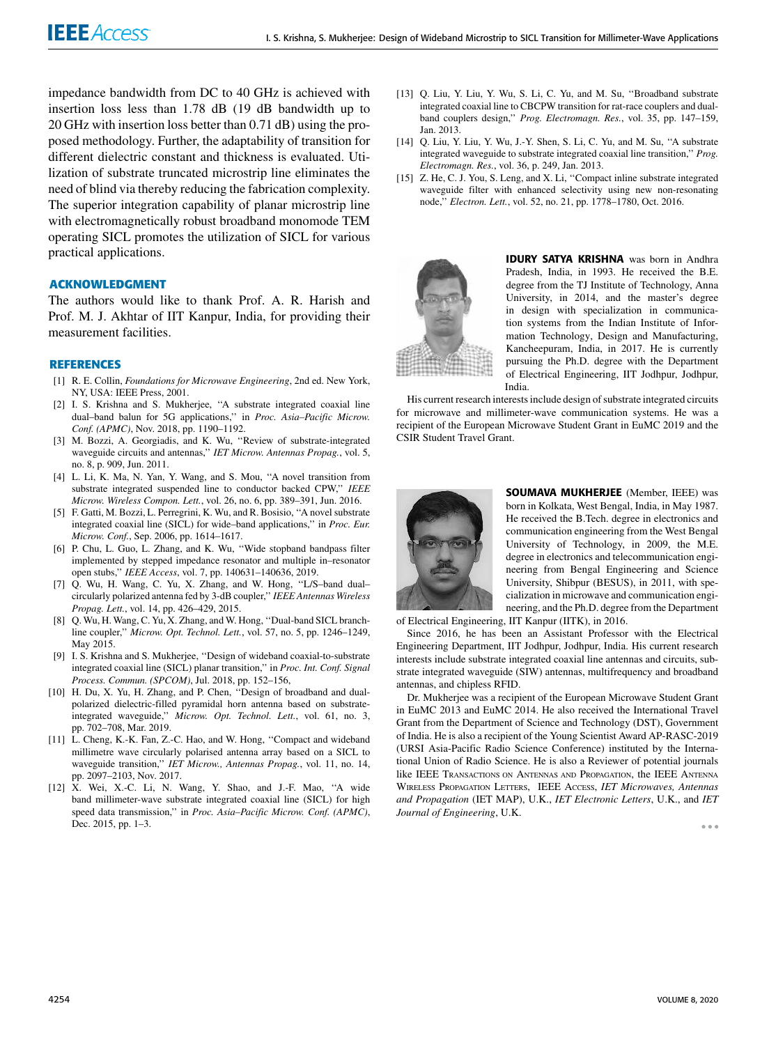impedance bandwidth from DC to 40 GHz is achieved with insertion loss less than 1.78 dB (19 dB bandwidth up to 20 GHz with insertion loss better than 0.71 dB) using the proposed methodology. Further, the adaptability of transition for different dielectric constant and thickness is evaluated. Utilization of substrate truncated microstrip line eliminates the need of blind via thereby reducing the fabrication complexity. The superior integration capability of planar microstrip line with electromagnetically robust broadband monomode TEM operating SICL promotes the utilization of SICL for various practical applications.

## ACKNOWLEDGMENT

The authors would like to thank Prof. A. R. Harish and Prof. M. J. Akhtar of IIT Kanpur, India, for providing their measurement facilities.

## REFERENCES

[1] R. E. Collin, *Foundations for Microwave Engineering*, 2nd ed. New York, NY, USA: IEEE Press, 2001.

[2] I. S. Krishna and S. Mukherjee, "A substrate integrated coaxial line dual–band balun for 5G applications," in *Proc. Asia–Pacific Microw. Conf. (APMC)*, Nov. 2018, pp. 1190–1192.

[3] M. Bozzi, A. Georgiadis, and K. Wu, "Review of substrate-integrated waveguide circuits and antennas," *IET Microw. Antennas Propag.*, vol. 5, no. 8, p. 909, Jun. 2011.

[4] L. Li, K. Ma, N. Yan, Y. Wang, and S. Mou, "A novel transition from substrate integrated suspended line to conductor backed CPW," *IEEE Microw. Wireless Compon. Lett.*, vol. 26, no. 6, pp. 389–391, Jun. 2016.

[5] F. Gatti, M. Bozzi, L. Perregrini, K. Wu, and R. Bosisio, "A novel substrate integrated coaxial line (SICL) for wide–band applications," in *Proc. Eur. Microw. Conf.*, Sep. 2006, pp. 1614–1617.

[6] P. Chu, L. Guo, L. Zhang, and K. Wu, "Wide stopband bandpass filter implemented by stepped impedance resonator and multiple in–resonator open stubs," *IEEE Access*, vol. 7, pp. 140631–140636, 2019.

[7] Q. Wu, H. Wang, C. Yu, X. Zhang, and W. Hong, "L/S–band dual–circularly polarized antenna fed by 3-dB coupler," *IEEE Antennas Wireless Propag. Lett.*, vol. 14, pp. 426–429, 2015.

[8] Q. Wu, H. Wang, C. Yu, X. Zhang, and W. Hong, "Dual-band SICL branch-line coupler," *Microw. Opt. Technol. Lett.*, vol. 57, no. 5, pp. 1246–1249, May 2015.

[9] I. S. Krishna and S. Mukherjee, "Design of wideband coaxial-to-substrate integrated coaxial line (SICL) planar transition," in *Proc. Int. Conf. Signal Process. Commun. (SPCOM)*, Jul. 2018, pp. 152–156,

[10] H. Du, X. Yu, H. Zhang, and P. Chen, "Design of broadband and dual-polarized dielectric-filled pyramidal horn antenna based on substrate-integrated waveguide," *Microw. Opt. Technol. Lett.*, vol. 61, no. 3, pp. 702–708, Mar. 2019.

[11] L. Cheng, K.-K. Fan, Z.-C. Hao, and W. Hong, "Compact and wideband millimetre wave circularly polarised antenna array based on a SICL to waveguide transition," *IET Microw., Antennas Propag.*, vol. 11, no. 14, pp. 2097–2103, Nov. 2017.

[12] X. Wei, X.-C. Li, N. Wang, Y. Shao, and J.-F. Mao, "A wide band millimeter-wave substrate integrated coaxial line (SICL) for high speed data transmission," in *Proc. Asia–Pacific Microw. Conf. (APMC)*, Dec. 2015, pp. 1–3.

[13] Q. Liu, Y. Liu, Y. Wu, S. Li, C. Yu, and M. Su, "Broadband substrate integrated coaxial line to CBCPW transition for rat-race couplers and dual-band couplers design," *Prog. Electromagn. Res.*, vol. 35, pp. 147–159, Jan. 2013.

[14] Q. Liu, Y. Liu, Y. Wu, J.-Y. Shen, S. Li, C. Yu, and M. Su, "A substrate integrated waveguide to substrate integrated coaxial line transition," *Prog. Electromagn. Res.*, vol. 36, p. 249, Jan. 2013.

[15] Z. He, C. J. You, S. Leng, and X. Li, "Compact inline substrate integrated waveguide filter with enhanced selectivity using new non-resonating node," *Electron. Lett.*, vol. 52, no. 21, pp. 1778–1780, Oct. 2016.

**IDURY SATYA KRISHNA** was born in Andhra Pradesh, India, in 1993. He received the B.E. degree from the TJ Institute of Technology, Anna University, in 2014, and the master's degree in design with specialization in communication systems from the Indian Institute of Information Technology, Design and Manufacturing, Kancheepuram, India, in 2017. He is currently pursuing the Ph.D. degree with the Department of Electrical Engineering, IIT Jodhpur, Jodhpur, India.

His current research interests include design of substrate integrated circuits for microwave and millimeter-wave communication systems. He was a recipient of the European Microwave Student Grant in EuMC 2019 and the CSIR Student Travel Grant.

**SOUMAVA MUKHERJEE** (Member, IEEE) was born in Kolkata, West Bengal, India, in May 1987. He received the B.Tech. degree in electronics and communication engineering from the West Bengal University of Technology, in 2009, the M.E. degree in electronics and telecommunication engineering from Bengal Engineering and Science University, Shibpur (BESUS), in 2011, with specialization in microwave and communication engineering, and the Ph.D. degree from the Department of Electrical Engineering, IIT Kanpur (IITK), in 2016.

Since 2016, he has been an Assistant Professor with the Electrical Engineering Department, IIT Jodhpur, Jodhpur, India. His current research interests include substrate integrated coaxial line antennas and circuits, substrate integrated waveguide (SIW) antennas, multifrequency and broadband antennas, and chipless RFID.

Dr. Mukherjee was a recipient of the European Microwave Student Grant in EuMC 2013 and EuMC 2014. He also received the International Travel Grant from the Department of Science and Technology (DST), Government of India. He is also a recipient of the Young Scientist Award AP-RASC-2019 (URSI Asia-Pacific Radio Science Conference) instituted by the International Union of Radio Science. He is also a Reviewer of potential journals like IEEE Transactions on Antennas and Propagation, the IEEE Antenna Wireless Propagation Letters, IEEE Access, *IET Microwaves, Antennas and Propagation* (IET MAP), U.K., *IET Electronic Letters*, U.K., and *IET Journal of Engineering*, U.K.